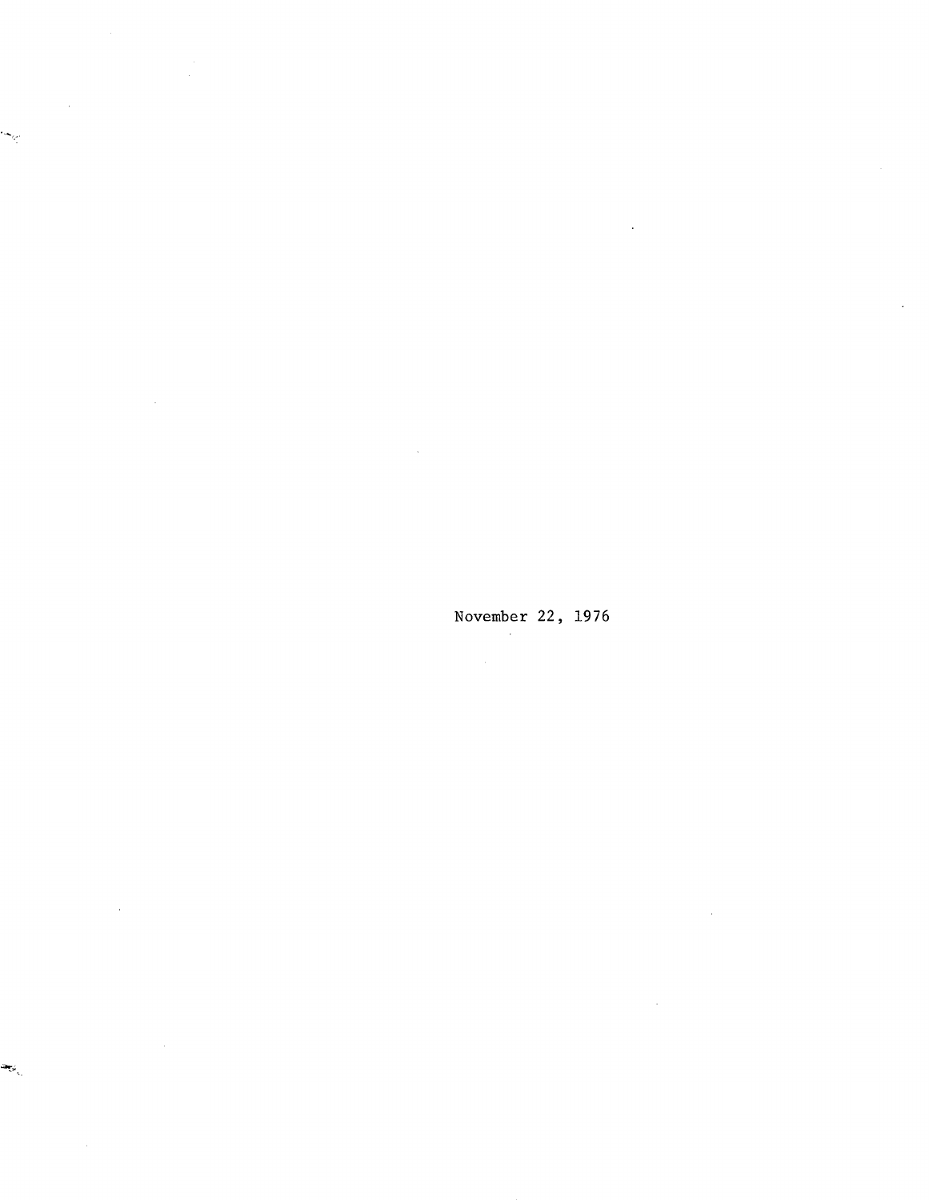November 22, 1976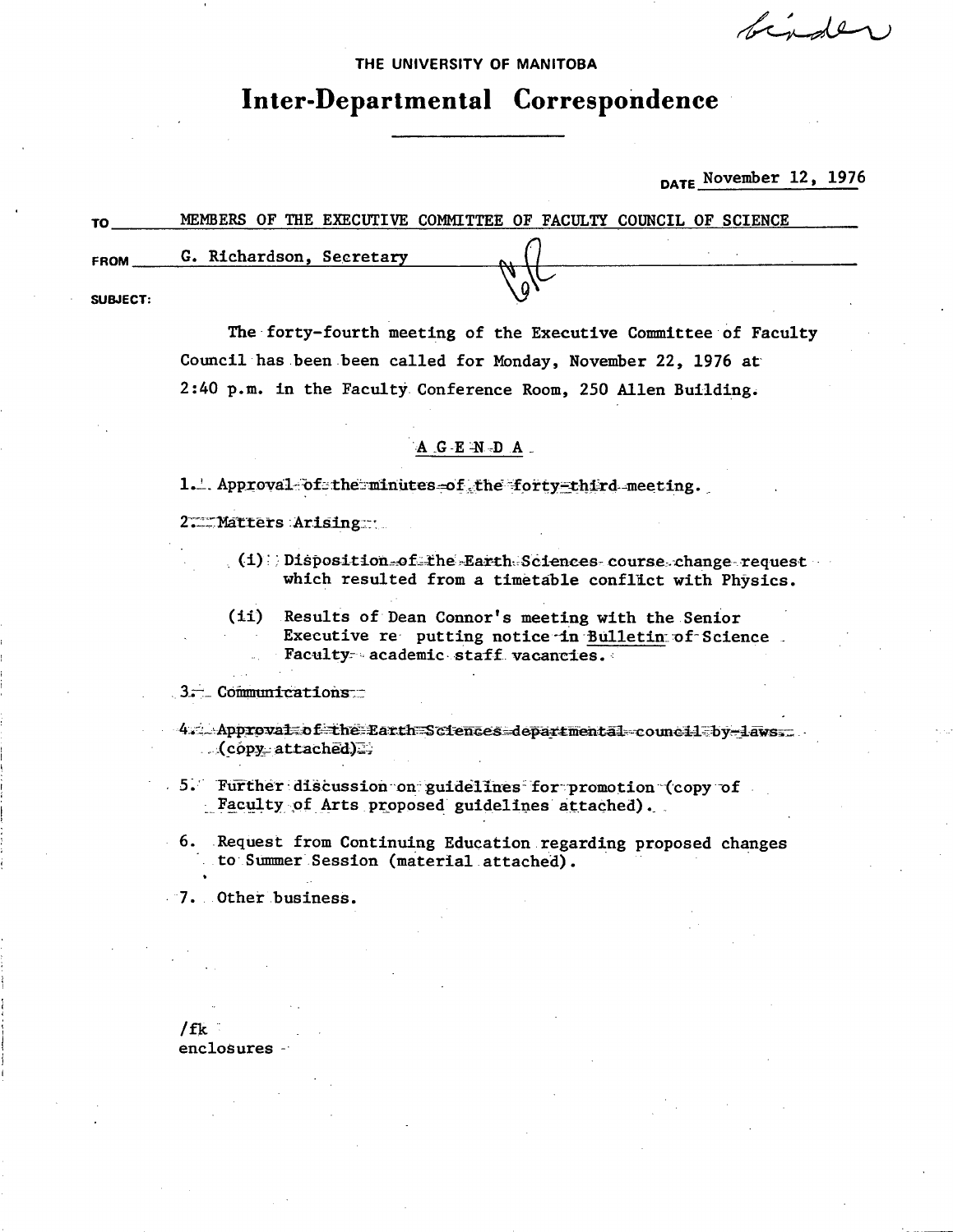binder

THE UNIVERSITY OF MANITOBA

# Inter-Departmental Correspondence

DATE November 12, 1976

TO MEMBERS OF THE EXECUTIVE COMMITTEE OF FACULTY COUNCIL OF SCIENCE

FROM G. Richardson, Secretary

SUBJECT:

The forty-fourth meeting of the Executive Committee of Faculty Council has been been called for Monday, November 22, 1976 at 2:40 p.m. in the Faculty Conference Room, 250 Allen Building.

A G E N D A

1. Approval of the minutes of the forty-third meeting.

2. Matters Arising:

   (i) Disposition of the Earth Sciences course change request which resulted from a timetable conflict with Physics.

   (ii) Results of Dean Connor's meeting with the Senior Executive re putting notice in Bulletin of Science Faculty academic staff vacancies.

3. Communications

4. Approval of the Earth Sciences departmental council by-laws (copy attached).

5. Further discussion on guidelines for promotion (copy of Faculty of Arts proposed guidelines attached).

6. Request from Continuing Education regarding proposed changes to Summer Session (material attached).

7. Other business.

/fk
enclosures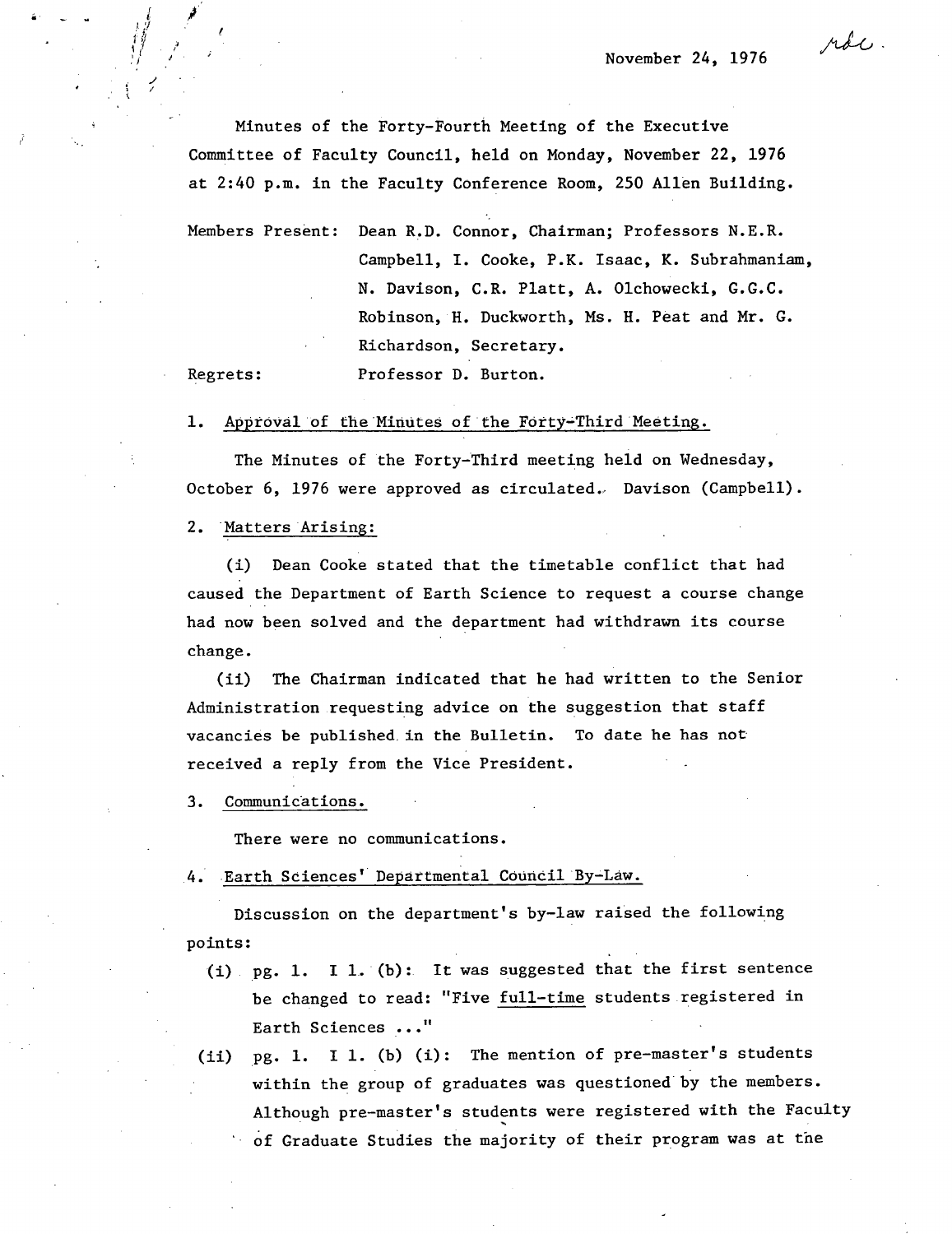November 24, 1976

Minutes of the Forty-Fourth Meeting of the Executive Committee of Faculty Council, held on Monday, November 22, 1976 at 2:40 p.m. in the Faculty Conference Room, 250 Allen Building.

Members Present: Dean R.D. Connor, Chairman; Professors N.E.R. Campbell, I. Cooke, P.K. Isaac, K. Subrahmaniam, N. Davison, C.R. Platt, A. Olchowecki, G.G.C. Robinson, H. Duckworth, Ms. H. Peat and Mr. G. Richardson, Secretary.

Regrets: Professor D. Burton.

1. Approval of the Minutes of the Forty-Third Meeting.

The Minutes of the Forty-Third meeting held on Wednesday, October 6, 1976 were approved as circulated. Davison (Campbell).

2. Matters Arising:

(i) Dean Cooke stated that the timetable conflict that had caused the Department of Earth Science to request a course change had now been solved and the department had withdrawn its course change.

(ii) The Chairman indicated that he had written to the Senior Administration requesting advice on the suggestion that staff vacancies be published in the Bulletin. To date he has not received a reply from the Vice President.

3. Communications.

There were no communications.

4. Earth Sciences' Departmental Council By-Law.

Discussion on the department's by-law raised the following points:

(i) pg. 1. I 1. (b): It was suggested that the first sentence be changed to read: "Five full-time students registered in Earth Sciences ..."

(ii) pg. 1. I 1. (b) (i): The mention of pre-master's students within the group of graduates was questioned by the members. Although pre-master's students were registered with the Faculty of Graduate Studies the majority of their program was at the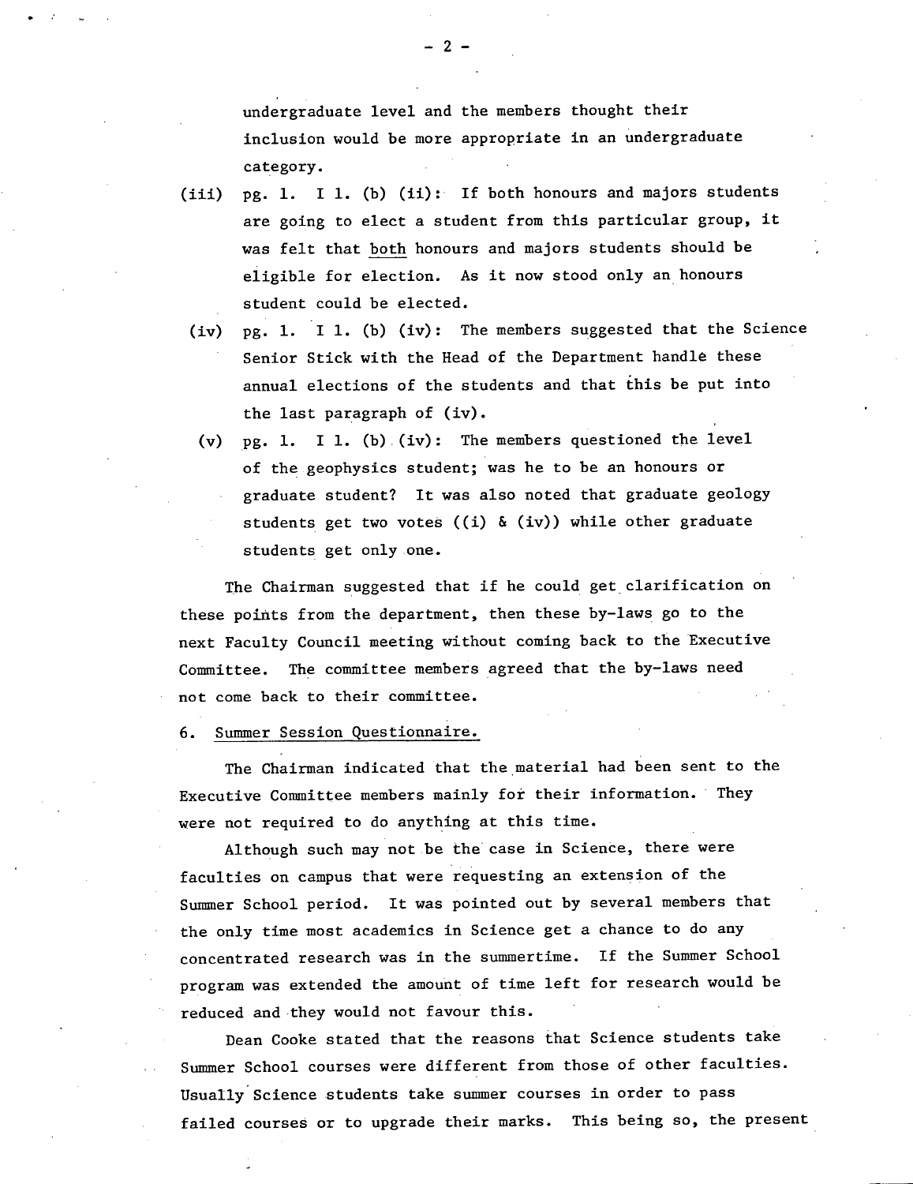undergraduate level and the members thought their inclusion would be more appropriate in an undergraduate category.

(iii) pg. 1. I 1. (b) (ii): If both honours and majors students are going to elect a student from this particular group, it was felt that both honours and majors students should be eligible for election. As it now stood only an honours student could be elected.

(iv) pg. 1. I 1. (b) (iv): The members suggested that the Science Senior Stick with the Head of the Department handle these annual elections of the students and that this be put into the last paragraph of (iv).

(v) pg. 1. I 1. (b) (iv): The members questioned the level of the geophysics student; was he to be an honours or graduate student? It was also noted that graduate geology students get two votes ((i) & (iv)) while other graduate students get only one.

The Chairman suggested that if he could get clarification on these points from the department, then these by-laws go to the next Faculty Council meeting without coming back to the Executive Committee. The committee members agreed that the by-laws need not come back to their committee.

6. Summer Session Questionnaire.

The Chairman indicated that the material had been sent to the Executive Committee members mainly for their information. They were not required to do anything at this time.

Although such may not be the case in Science, there were faculties on campus that were requesting an extension of the Summer School period. It was pointed out by several members that the only time most academics in Science get a chance to do any concentrated research was in the summertime. If the Summer School program was extended the amount of time left for research would be reduced and they would not favour this.

Dean Cooke stated that the reasons that Science students take Summer School courses were different from those of other faculties. Usually Science students take summer courses in order to pass failed courses or to upgrade their marks. This being so, the present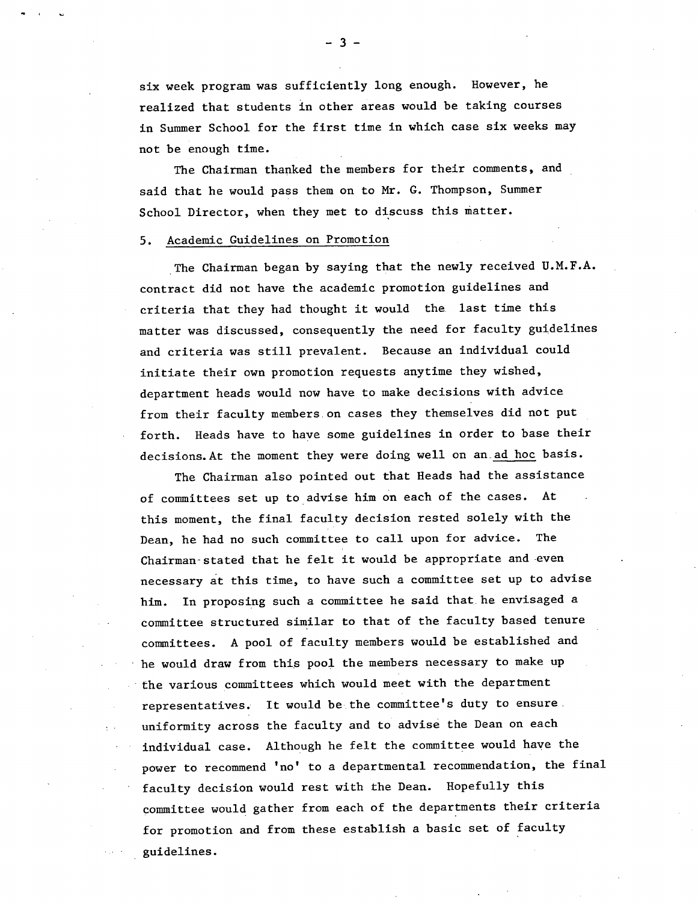six week program was sufficiently long enough. However, he realized that students in other areas would be taking courses in Summer School for the first time in which case six weeks may not be enough time.

The Chairman thanked the members for their comments, and said that he would pass them on to Mr. G. Thompson, Summer School Director, when they met to discuss this matter.

5. Academic Guidelines on Promotion

The Chairman began by saying that the newly received U.M.F.A. contract did not have the academic promotion guidelines and criteria that they had thought it would the last time this matter was discussed, consequently the need for faculty guidelines and criteria was still prevalent. Because an individual could initiate their own promotion requests anytime they wished, department heads would now have to make decisions with advice from their faculty members on cases they themselves did not put forth. Heads have to have some guidelines in order to base their decisions. At the moment they were doing well on an ad hoc basis.

The Chairman also pointed out that Heads had the assistance of committees set up to advise him on each of the cases. At this moment, the final faculty decision rested solely with the Dean, he had no such committee to call upon for advice. The Chairman stated that he felt it would be appropriate and even necessary at this time, to have such a committee set up to advise him. In proposing such a committee he said that he envisaged a committee structured similar to that of the faculty based tenure committees. A pool of faculty members would be established and he would draw from this pool the members necessary to make up the various committees which would meet with the department representatives. It would be the committee's duty to ensure uniformity across the faculty and to advise the Dean on each individual case. Although he felt the committee would have the power to recommend 'no' to a departmental recommendation, the final faculty decision would rest with the Dean. Hopefully this committee would gather from each of the departments their criteria for promotion and from these establish a basic set of faculty guidelines.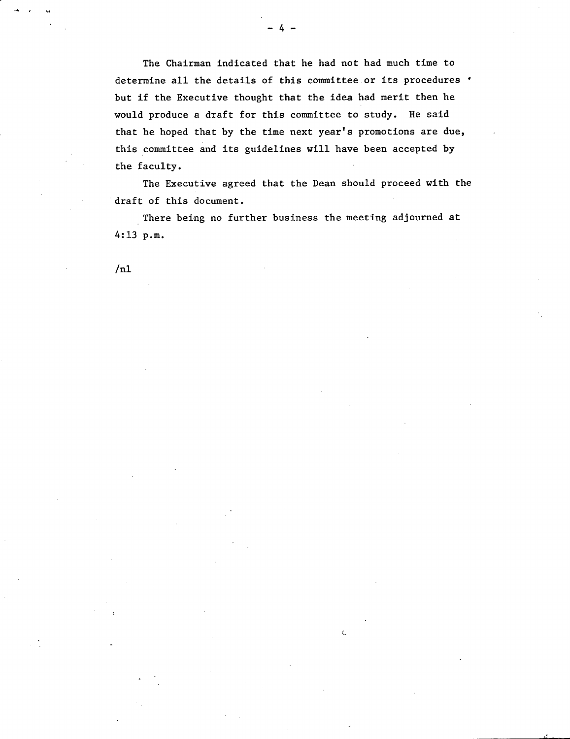The Chairman indicated that he had not had much time to determine all the details of this committee or its procedures but if the Executive thought that the idea had merit then he would produce a draft for this committee to study. He said that he hoped that by the time next year's promotions are due, this committee and its guidelines will have been accepted by the faculty.

The Executive agreed that the Dean should proceed with the draft of this document.

There being no further business the meeting adjourned at 4:13 p.m.

/nl